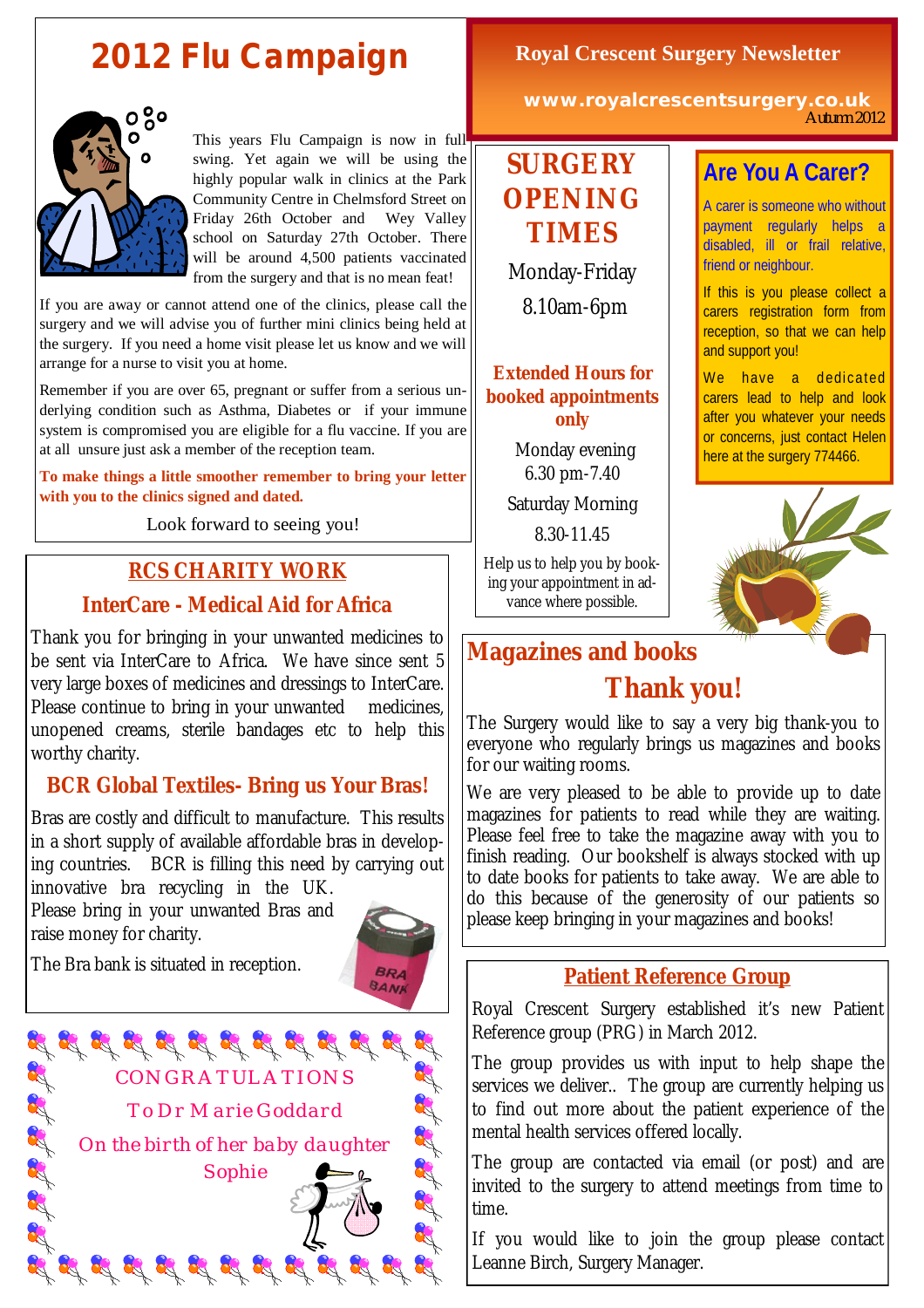# 2012 Flu Campaign

This years Flu Campaign is now in full swing. Yet again we will be using the highly popular walk in clinics at the Park Community Centre in Chelmsford Street on Friday 26th October and Wey Valley school on Saturday 27th October. There will be around 4,500 patients vaccinated from the surgery and that is no mean feat!

If you are away or cannot attend one of the clinics, please call the surgery and we will advise you of further mini clinics being held at the surgery. If you need a home visit please let us know and we will arrange for a nurse to visit you at home.

Remember if you are over 65, pregnant or suffer from a serious underlying condition such as Asthma, Diabetes or if your immune system is compromised you are eligible for a flu vaccine. If you are at all unsure just ask a member of the reception team.

**To make things a little smoother remember to bring your letter with you to the clinics signed and dated.**

Look forward to seeing you!

## RCS CHARITY WORK

### InterCare - Medical Aid for Africa

Thank you for bringing in your unwanted medicines to be sent via InterCare to Africa. We have since sent 5 very large boxes of medicines and dressings to InterCare. Please continue to bring in your unwanted medicines, unopened creams, sterile bandages etc to help this worthy charity.

### BCR Global Textiles- Bring us Your Bras!

Bras are costly and difficult to manufacture. This results in a short supply of available affordable bras in developing countries. BCR is filling this need by carrying out innovative bra recycling in the UK. Please bring in your unwanted Bras and raise money for charity.

The Bra bank is situated in reception.

CONGRATULATIONS

To Dr Marie Goddard

On the birth of her baby daughter Sophie

# Royal Crescent Surgery Newsletter

www.royalcrescentsurgery.co.uk

Autumn 2012

## SURGERY OPENING TIMES

Monday-Friday

8.10am-6pm

**Extended Hours for booked appointments only**

Monday evening 6.30 pm-7.40

Saturday Morning

8.30-11.45

Help us to help you by booking your appointment in advance where possible.

## Are You A Carer?

A carer is someone who without payment regularly helps a disabled, ill or frail relative, friend or neighbour.

If this is you please collect a carers registration form from reception, so that we can help and support you!

We have a dedicated carers lead to help and look after you whatever your needs or concerns, just contact Helen here at the surgery 774466.

## Magazines and books

## Thank you!

The Surgery would like to say a very big thank-you to everyone who regularly brings us magazines and books for our waiting rooms.

We are very pleased to be able to provide up to date magazines for patients to read while they are waiting. Please feel free to take the magazine away with you to finish reading. Our bookshelf is always stocked with up to date books for patients to take away. We are able to do this because of the generosity of our patients so please keep bringing in your magazines and books!

## Patient Reference Group

Royal Crescent Surgery established it's new Patient Reference group (PRG) in March 2012.

The group provides us with input to help shape the services we deliver.. The group are currently helping us to find out more about the patient experience of the mental health services offered locally.

The group are contacted via email (or post) and are invited to the surgery to attend meetings from time to time.

If you would like to join the group please contact Leanne Birch, Surgery Manager.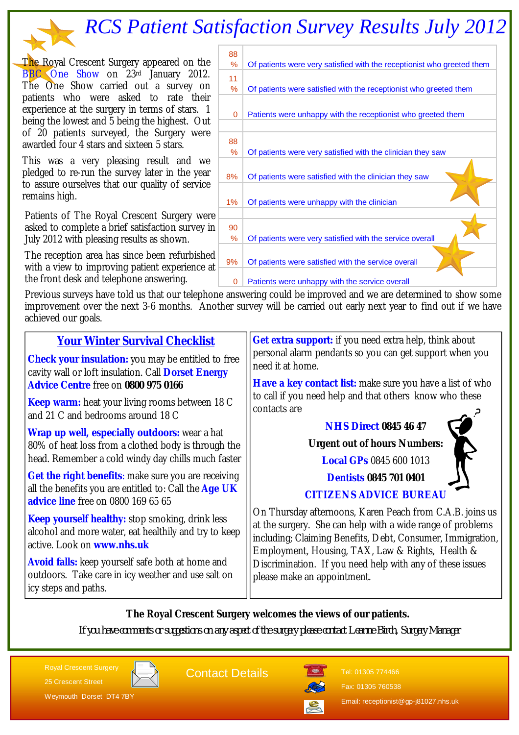# RCS Patient Satisfaction Survey Results July 2012

The Royal Crescent Surgery appeared on the BBC One Show on 23rd January 2012. The One Show carried out a survey on patients who were asked to rate their experience at the surgery in terms of stars. 1 being the lowest and 5 being the highest. Out of 20 patients surveyed, the Surgery were awarded four 4 stars and sixteen 5 stars.

This was a very pleasing result and we pledged to re-run the survey later in the year to assure ourselves that our quality of service remains high.

Patients of The Royal Crescent Surgery were asked to complete a brief satisfaction survey in July 2012 with pleasing results as shown.

The reception area has since been refurbished with a view to improving patient experience at the front desk and telephone answering.

| | |
|---|---|
| 88 % | Of patients were very satisfied with the receptionist who greeted them |
| 11 % | Of patients were satisfied with the receptionist who greeted them |
| 0 | Patients were unhappy with the receptionist who greeted them |
| | |
| 88 % | Of patients were very satisfied with the clinician they saw |
| 8% | Of patients were satisfied with the clinician they saw |
| 1% | Of patients were unhappy with the clinician |
| | |
| 90 % | Of patients were very satisfied with the service overall |
| 9% | Of patients were satisfied with the service overall |
| 0 | Patients were unhappy with the service overall |

Previous surveys have told us that our telephone answering could be improved and we are determined to show some improvement over the next 3-6 months. Another survey will be carried out early next year to find out if we have achieved our goals.

## Your Winter Survival Checklist

**Check your insulation:** you may be entitled to free cavity wall or loft insulation. Call **Dorset Energy Advice Centre** free on **0800 975 0166**

**Keep warm:** heat your living rooms between 18 C and 21 C and bedrooms around 18 C

**Wrap up well, especially outdoors:** wear a hat 80% of heat loss from a clothed body is through the head. Remember a cold windy day chills much faster

**Get the right benefits**: make sure you are receiving all the benefits you are entitled to: Call the **Age UK advice line** free on 0800 169 65 65

**Keep yourself healthy:** stop smoking, drink less alcohol and more water, eat healthily and try to keep active. Look on **www.nhs.uk**

**Avoid falls:** keep yourself safe both at home and outdoors. Take care in icy weather and use salt on icy steps and paths.

**Get extra support:** if you need extra help, think about personal alarm pendants so you can get support when you need it at home.

**Have a key contact list:** make sure you have a list of who to call if you need help and that others know who these contacts are

**NHS Direct** 0845 46 47

**Urgent out of hours Numbers:**

**Local GPs** 0845 600 1013

**Dentists** 0845 701 0401

**CITIZENS ADVICE BUREAU**

On Thursday afternoons, Karen Peach from C.A.B. joins us at the surgery. She can help with a wide range of problems including; Claiming Benefits, Debt, Consumer, Immigration, Employment, Housing, TAX, Law & Rights, Health & Discrimination. If you need help with any of these issues please make an appointment.

**The Royal Crescent Surgery welcomes the views of our patients.**

*If you have comments or suggestions on any aspect of the surgery please contact Leanne Birch, Surgery Manager*

Royal Crescent Surgery
25 Crescent Street
Weymouth Dorset DT4 7BY

Contact Details

Tel: 01305 774466
Fax: 01305 760538
Email: receptionist@gp-j81027.nhs.uk